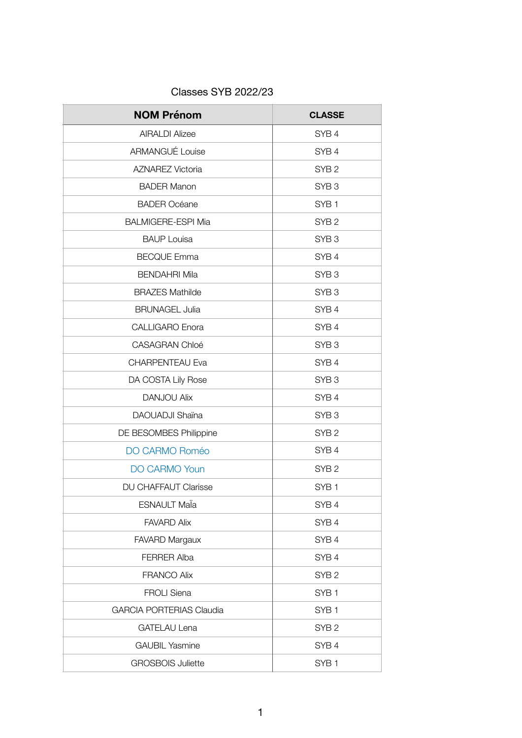Classes SYB 2022/23

| NOM Prénom | CLASSE |
|---|---|
| AIRALDI Alizee | SYB 4 |
| ARMANGUÉ Louise | SYB 4 |
| AZNAREZ Victoria | SYB 2 |
| BADER Manon | SYB 3 |
| BADER Océane | SYB 1 |
| BALMIGERE-ESPI Mia | SYB 2 |
| BAUP Louisa | SYB 3 |
| BECQUE Emma | SYB 4 |
| BENDAHRI Mila | SYB 3 |
| BRAZES Mathilde | SYB 3 |
| BRUNAGEL Julia | SYB 4 |
| CALLIGARO Enora | SYB 4 |
| CASAGRAN Chloé | SYB 3 |
| CHARPENTEAU Eva | SYB 4 |
| DA COSTA Lily Rose | SYB 3 |
| DANJOU Alix | SYB 4 |
| DAOUADJI Shaïna | SYB 3 |
| DE BESOMBES Philippine | SYB 2 |
| DO CARMO Roméo | SYB 4 |
| DO CARMO Youn | SYB 2 |
| DU CHAFFAUT Clarisse | SYB 1 |
| ESNAULT Maïa | SYB 4 |
| FAVARD Alix | SYB 4 |
| FAVARD Margaux | SYB 4 |
| FERRER Alba | SYB 4 |
| FRANCO Alix | SYB 2 |
| FROLI Siena | SYB 1 |
| GARCIA PORTERIAS Claudia | SYB 1 |
| GATELAU Lena | SYB 2 |
| GAUBIL Yasmine | SYB 4 |
| GROSBOIS Juliette | SYB 1 |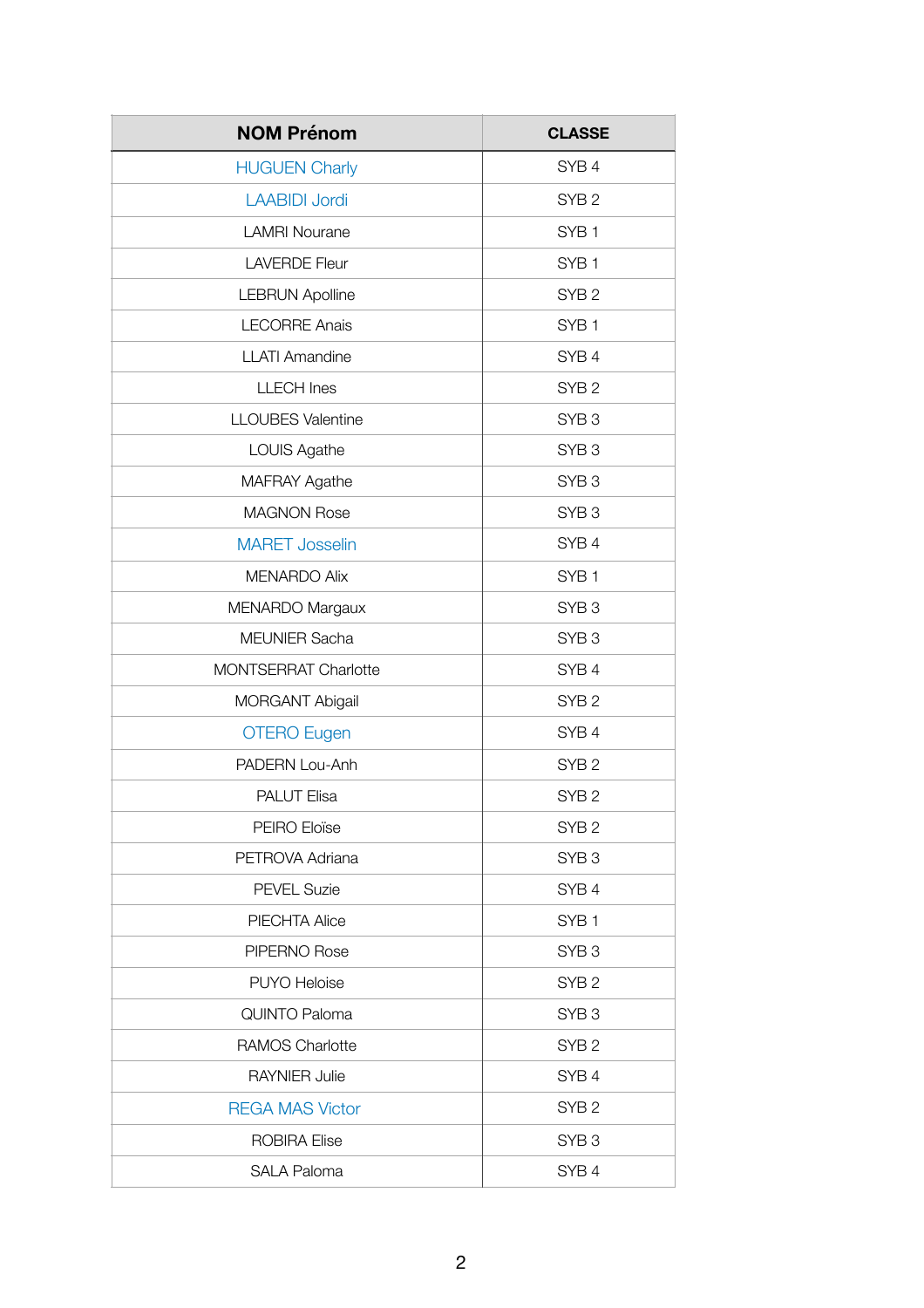| NOM Prénom | CLASSE |
|---|---|
| HUGUEN Charly | SYB 4 |
| LAABIDI Jordi | SYB 2 |
| LAMRI Nourane | SYB 1 |
| LAVERDE Fleur | SYB 1 |
| LEBRUN Apolline | SYB 2 |
| LECORRE Anais | SYB 1 |
| LLATI Amandine | SYB 4 |
| LLECH Ines | SYB 2 |
| LLOUBES Valentine | SYB 3 |
| LOUIS Agathe | SYB 3 |
| MAFRAY Agathe | SYB 3 |
| MAGNON Rose | SYB 3 |
| MARET Josselin | SYB 4 |
| MENARDO Alix | SYB 1 |
| MENARDO Margaux | SYB 3 |
| MEUNIER Sacha | SYB 3 |
| MONTSERRAT Charlotte | SYB 4 |
| MORGANT Abigail | SYB 2 |
| OTERO Eugen | SYB 4 |
| PADERN Lou-Anh | SYB 2 |
| PALUT Elisa | SYB 2 |
| PEIRO Eloïse | SYB 2 |
| PETROVA Adriana | SYB 3 |
| PEVEL Suzie | SYB 4 |
| PIECHTA Alice | SYB 1 |
| PIPERNO Rose | SYB 3 |
| PUYO Heloise | SYB 2 |
| QUINTO Paloma | SYB 3 |
| RAMOS Charlotte | SYB 2 |
| RAYNIER Julie | SYB 4 |
| REGA MAS Victor | SYB 2 |
| ROBIRA Elise | SYB 3 |
| SALA Paloma | SYB 4 |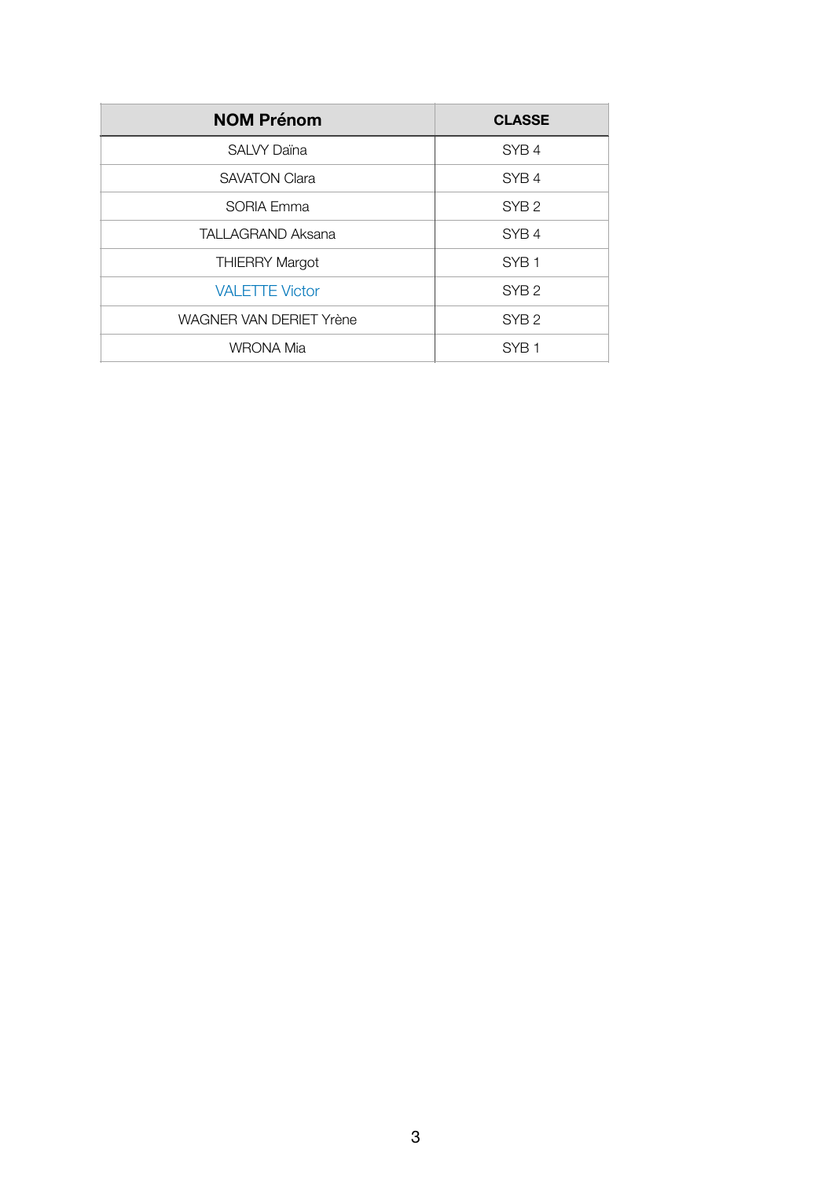| NOM Prénom | CLASSE |
|---|---|
| SALVY Daïna | SYB 4 |
| SAVATON Clara | SYB 4 |
| SORIA Emma | SYB 2 |
| TALLAGRAND Aksana | SYB 4 |
| THIERRY Margot | SYB 1 |
| VALETTE Victor | SYB 2 |
| WAGNER VAN DERIET Yrène | SYB 2 |
| WRONA Mia | SYB 1 |